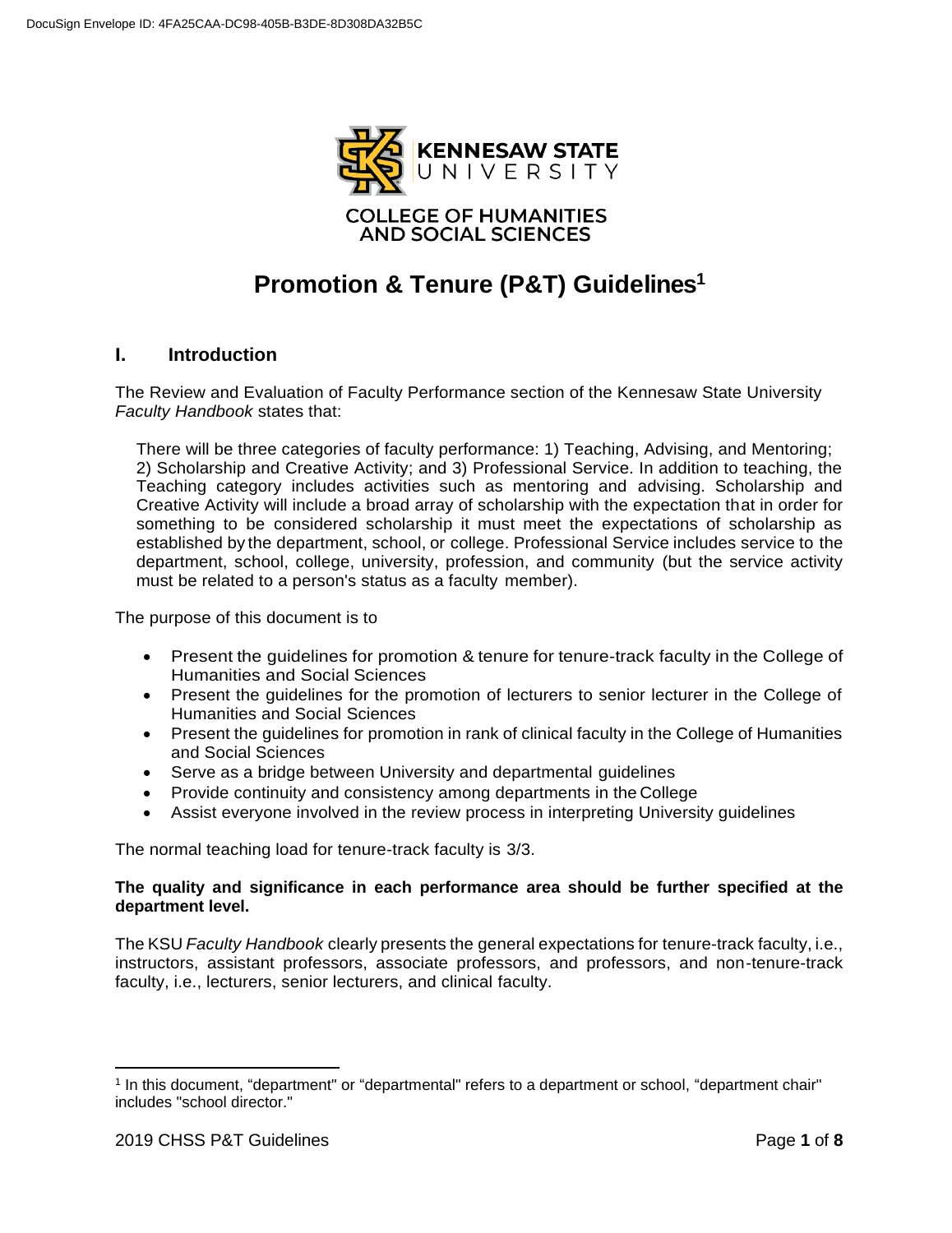KENNESAW STATE UNIVERSITY

COLLEGE OF HUMANITIES AND SOCIAL SCIENCES

# Promotion & Tenure (P&T) Guidelines[1]

## I. Introduction

The Review and Evaluation of Faculty Performance section of the Kennesaw State University *Faculty Handbook* states that:

> There will be three categories of faculty performance: 1) Teaching, Advising, and Mentoring; 2) Scholarship and Creative Activity; and 3) Professional Service. In addition to teaching, the Teaching category includes activities such as mentoring and advising. Scholarship and Creative Activity will include a broad array of scholarship with the expectation that in order for something to be considered scholarship it must meet the expectations of scholarship as established by the department, school, or college. Professional Service includes service to the department, school, college, university, profession, and community (but the service activity must be related to a person's status as a faculty member).

The purpose of this document is to

- Present the guidelines for promotion & tenure for tenure-track faculty in the College of Humanities and Social Sciences
- Present the guidelines for the promotion of lecturers to senior lecturer in the College of Humanities and Social Sciences
- Present the guidelines for promotion in rank of clinical faculty in the College of Humanities and Social Sciences
- Serve as a bridge between University and departmental guidelines
- Provide continuity and consistency among departments in the College
- Assist everyone involved in the review process in interpreting University guidelines

The normal teaching load for tenure-track faculty is 3/3.

**The quality and significance in each performance area should be further specified at the department level.**

The KSU *Faculty Handbook* clearly presents the general expectations for tenure-track faculty, i.e., instructors, assistant professors, associate professors, and professors, and non-tenure-track faculty, i.e., lecturers, senior lecturers, and clinical faculty.

---

[1] In this document, "department" or "departmental" refers to a department or school, "department chair" includes "school director."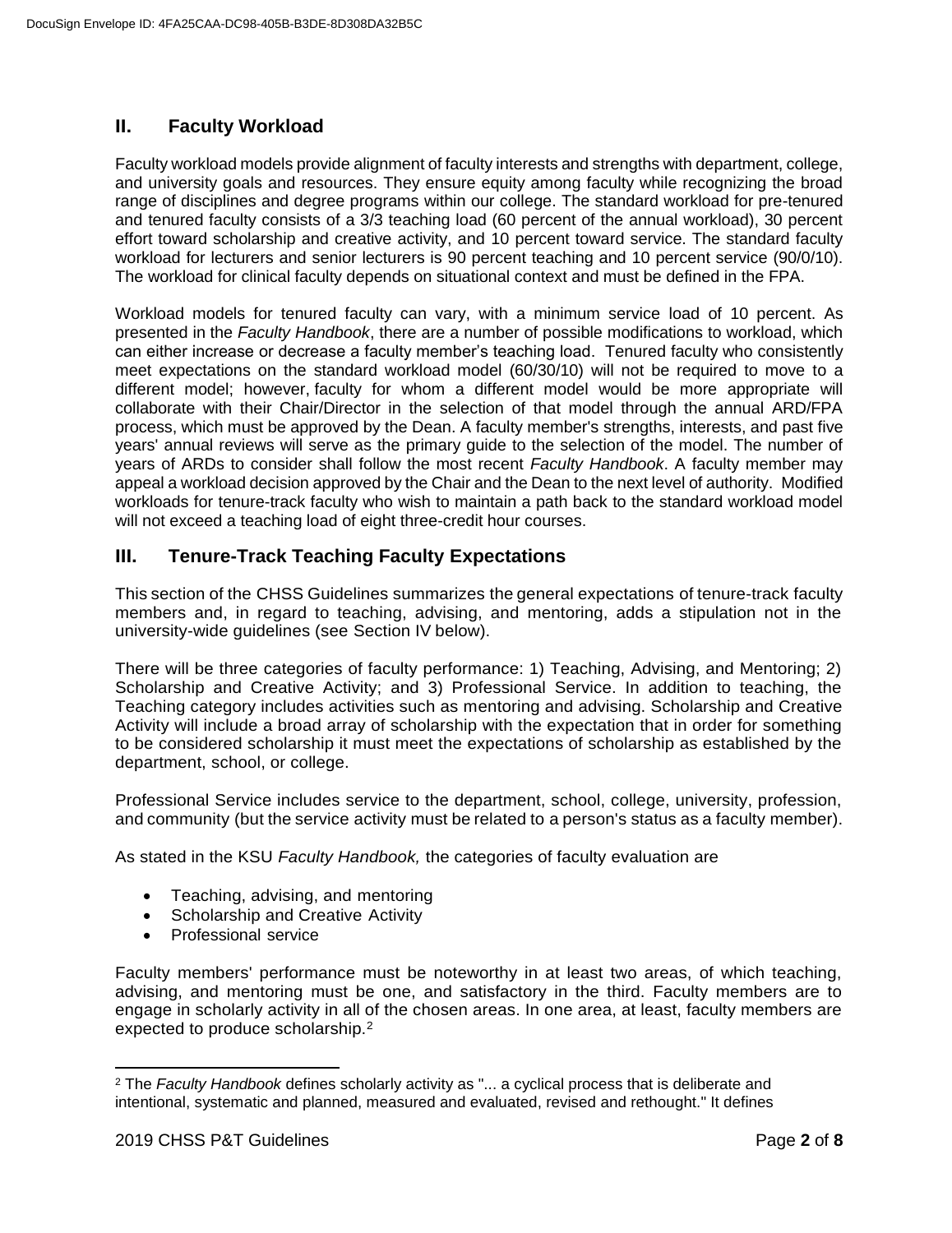## II. Faculty Workload

Faculty workload models provide alignment of faculty interests and strengths with department, college, and university goals and resources. They ensure equity among faculty while recognizing the broad range of disciplines and degree programs within our college. The standard workload for pre-tenured and tenured faculty consists of a 3/3 teaching load (60 percent of the annual workload), 30 percent effort toward scholarship and creative activity, and 10 percent toward service. The standard faculty workload for lecturers and senior lecturers is 90 percent teaching and 10 percent service (90/0/10). The workload for clinical faculty depends on situational context and must be defined in the FPA.

Workload models for tenured faculty can vary, with a minimum service load of 10 percent. As presented in the *Faculty Handbook*, there are a number of possible modifications to workload, which can either increase or decrease a faculty member's teaching load. Tenured faculty who consistently meet expectations on the standard workload model (60/30/10) will not be required to move to a different model; however, faculty for whom a different model would be more appropriate will collaborate with their Chair/Director in the selection of that model through the annual ARD/FPA process, which must be approved by the Dean. A faculty member's strengths, interests, and past five years' annual reviews will serve as the primary guide to the selection of the model. The number of years of ARDs to consider shall follow the most recent *Faculty Handbook*. A faculty member may appeal a workload decision approved by the Chair and the Dean to the next level of authority. Modified workloads for tenure-track faculty who wish to maintain a path back to the standard workload model will not exceed a teaching load of eight three-credit hour courses.

## III. Tenure-Track Teaching Faculty Expectations

This section of the CHSS Guidelines summarizes the general expectations of tenure-track faculty members and, in regard to teaching, advising, and mentoring, adds a stipulation not in the university-wide guidelines (see Section IV below).

There will be three categories of faculty performance: 1) Teaching, Advising, and Mentoring; 2) Scholarship and Creative Activity; and 3) Professional Service. In addition to teaching, the Teaching category includes activities such as mentoring and advising. Scholarship and Creative Activity will include a broad array of scholarship with the expectation that in order for something to be considered scholarship it must meet the expectations of scholarship as established by the department, school, or college.

Professional Service includes service to the department, school, college, university, profession, and community (but the service activity must be related to a person's status as a faculty member).

As stated in the KSU *Faculty Handbook,* the categories of faculty evaluation are

- Teaching, advising, and mentoring
- Scholarship and Creative Activity
- Professional service

Faculty members' performance must be noteworthy in at least two areas, of which teaching, advising, and mentoring must be one, and satisfactory in the third. Faculty members are to engage in scholarly activity in all of the chosen areas. In one area, at least, faculty members are expected to produce scholarship.[2]

[2] The *Faculty Handbook* defines scholarly activity as "... a cyclical process that is deliberate and intentional, systematic and planned, measured and evaluated, revised and rethought." It defines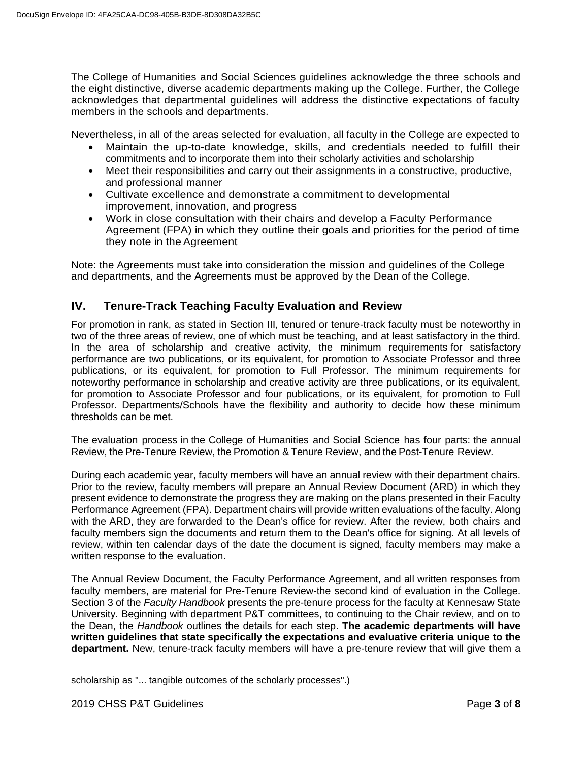The College of Humanities and Social Sciences guidelines acknowledge the three schools and the eight distinctive, diverse academic departments making up the College. Further, the College acknowledges that departmental guidelines will address the distinctive expectations of faculty members in the schools and departments.

Nevertheless, in all of the areas selected for evaluation, all faculty in the College are expected to

- Maintain the up-to-date knowledge, skills, and credentials needed to fulfill their commitments and to incorporate them into their scholarly activities and scholarship
- Meet their responsibilities and carry out their assignments in a constructive, productive, and professional manner
- Cultivate excellence and demonstrate a commitment to developmental improvement, innovation, and progress
- Work in close consultation with their chairs and develop a Faculty Performance Agreement (FPA) in which they outline their goals and priorities for the period of time they note in the Agreement

Note: the Agreements must take into consideration the mission and guidelines of the College and departments, and the Agreements must be approved by the Dean of the College.

## IV. Tenure-Track Teaching Faculty Evaluation and Review

For promotion in rank, as stated in Section III, tenured or tenure-track faculty must be noteworthy in two of the three areas of review, one of which must be teaching, and at least satisfactory in the third. In the area of scholarship and creative activity, the minimum requirements for satisfactory performance are two publications, or its equivalent, for promotion to Associate Professor and three publications, or its equivalent, for promotion to Full Professor. The minimum requirements for noteworthy performance in scholarship and creative activity are three publications, or its equivalent, for promotion to Associate Professor and four publications, or its equivalent, for promotion to Full Professor. Departments/Schools have the flexibility and authority to decide how these minimum thresholds can be met.

The evaluation process in the College of Humanities and Social Science has four parts: the annual Review, the Pre-Tenure Review, the Promotion & Tenure Review, and the Post-Tenure Review.

During each academic year, faculty members will have an annual review with their department chairs. Prior to the review, faculty members will prepare an Annual Review Document (ARD) in which they present evidence to demonstrate the progress they are making on the plans presented in their Faculty Performance Agreement (FPA). Department chairs will provide written evaluations of the faculty. Along with the ARD, they are forwarded to the Dean's office for review. After the review, both chairs and faculty members sign the documents and return them to the Dean's office for signing. At all levels of review, within ten calendar days of the date the document is signed, faculty members may make a written response to the evaluation.

The Annual Review Document, the Faculty Performance Agreement, and all written responses from faculty members, are material for Pre-Tenure Review-the second kind of evaluation in the College. Section 3 of the *Faculty Handbook* presents the pre-tenure process for the faculty at Kennesaw State University. Beginning with department P&T committees, to continuing to the Chair review, and on to the Dean, the *Handbook* outlines the details for each step. **The academic departments will have written guidelines that state specifically the expectations and evaluative criteria unique to the department.** New, tenure-track faculty members will have a pre-tenure review that will give them a

---

scholarship as "... tangible outcomes of the scholarly processes".)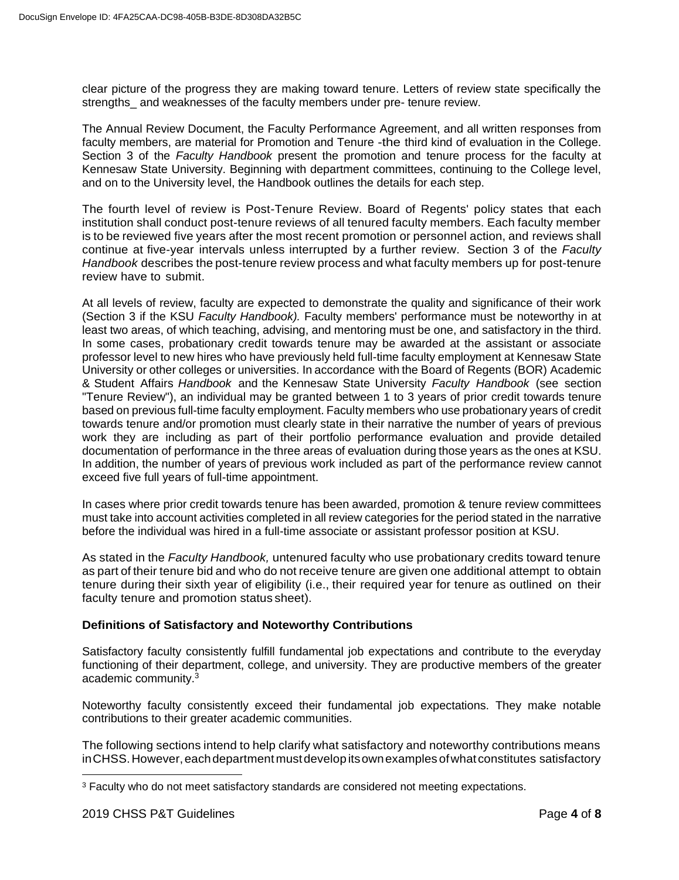clear picture of the progress they are making toward tenure. Letters of review state specifically the strengths_ and weaknesses of the faculty members under pre- tenure review.

The Annual Review Document, the Faculty Performance Agreement, and all written responses from faculty members, are material for Promotion and Tenure -the third kind of evaluation in the College. Section 3 of the *Faculty Handbook* present the promotion and tenure process for the faculty at Kennesaw State University. Beginning with department committees, continuing to the College level, and on to the University level, the Handbook outlines the details for each step.

The fourth level of review is Post-Tenure Review. Board of Regents' policy states that each institution shall conduct post-tenure reviews of all tenured faculty members. Each faculty member is to be reviewed five years after the most recent promotion or personnel action, and reviews shall continue at five-year intervals unless interrupted by a further review. Section 3 of the *Faculty Handbook* describes the post-tenure review process and what faculty members up for post-tenure review have to submit.

At all levels of review, faculty are expected to demonstrate the quality and significance of their work (Section 3 if the KSU *Faculty Handbook).* Faculty members' performance must be noteworthy in at least two areas, of which teaching, advising, and mentoring must be one, and satisfactory in the third. In some cases, probationary credit towards tenure may be awarded at the assistant or associate professor level to new hires who have previously held full-time faculty employment at Kennesaw State University or other colleges or universities. In accordance with the Board of Regents (BOR) Academic & Student Affairs *Handbook* and the Kennesaw State University *Faculty Handbook* (see section "Tenure Review"), an individual may be granted between 1 to 3 years of prior credit towards tenure based on previous full-time faculty employment. Faculty members who use probationary years of credit towards tenure and/or promotion must clearly state in their narrative the number of years of previous work they are including as part of their portfolio performance evaluation and provide detailed documentation of performance in the three areas of evaluation during those years as the ones at KSU. In addition, the number of years of previous work included as part of the performance review cannot exceed five full years of full-time appointment.

In cases where prior credit towards tenure has been awarded, promotion & tenure review committees must take into account activities completed in all review categories for the period stated in the narrative before the individual was hired in a full-time associate or assistant professor position at KSU.

As stated in the *Faculty Handbook,* untenured faculty who use probationary credits toward tenure as part of their tenure bid and who do not receive tenure are given one additional attempt to obtain tenure during their sixth year of eligibility (i.e., their required year for tenure as outlined on their faculty tenure and promotion status sheet).

### Definitions of Satisfactory and Noteworthy Contributions

Satisfactory faculty consistently fulfill fundamental job expectations and contribute to the everyday functioning of their department, college, and university. They are productive members of the greater academic community.[3]

Noteworthy faculty consistently exceed their fundamental job expectations. They make notable contributions to their greater academic communities.

The following sections intend to help clarify what satisfactory and noteworthy contributions means in CHSS. However, each department must develop its own examples of what constitutes satisfactory

[3] Faculty who do not meet satisfactory standards are considered not meeting expectations.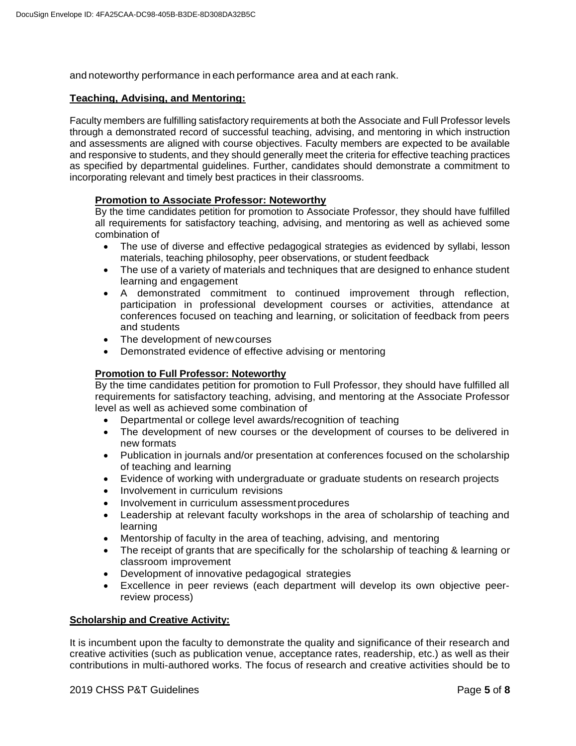and noteworthy performance in each performance area and at each rank.

## Teaching, Advising, and Mentoring:

Faculty members are fulfilling satisfactory requirements at both the Associate and Full Professor levels through a demonstrated record of successful teaching, advising, and mentoring in which instruction and assessments are aligned with course objectives. Faculty members are expected to be available and responsive to students, and they should generally meet the criteria for effective teaching practices as specified by departmental guidelines. Further, candidates should demonstrate a commitment to incorporating relevant and timely best practices in their classrooms.

### Promotion to Associate Professor: Noteworthy

By the time candidates petition for promotion to Associate Professor, they should have fulfilled all requirements for satisfactory teaching, advising, and mentoring as well as achieved some combination of

- The use of diverse and effective pedagogical strategies as evidenced by syllabi, lesson materials, teaching philosophy, peer observations, or student feedback
- The use of a variety of materials and techniques that are designed to enhance student learning and engagement
- A demonstrated commitment to continued improvement through reflection, participation in professional development courses or activities, attendance at conferences focused on teaching and learning, or solicitation of feedback from peers and students
- The development of new courses
- Demonstrated evidence of effective advising or mentoring

### Promotion to Full Professor: Noteworthy

By the time candidates petition for promotion to Full Professor, they should have fulfilled all requirements for satisfactory teaching, advising, and mentoring at the Associate Professor level as well as achieved some combination of

- Departmental or college level awards/recognition of teaching
- The development of new courses or the development of courses to be delivered in new formats
- Publication in journals and/or presentation at conferences focused on the scholarship of teaching and learning
- Evidence of working with undergraduate or graduate students on research projects
- Involvement in curriculum revisions
- Involvement in curriculum assessment procedures
- Leadership at relevant faculty workshops in the area of scholarship of teaching and learning
- Mentorship of faculty in the area of teaching, advising, and mentoring
- The receipt of grants that are specifically for the scholarship of teaching & learning or classroom improvement
- Development of innovative pedagogical strategies
- Excellence in peer reviews (each department will develop its own objective peer-review process)

## Scholarship and Creative Activity:

It is incumbent upon the faculty to demonstrate the quality and significance of their research and creative activities (such as publication venue, acceptance rates, readership, etc.) as well as their contributions in multi-authored works. The focus of research and creative activities should be to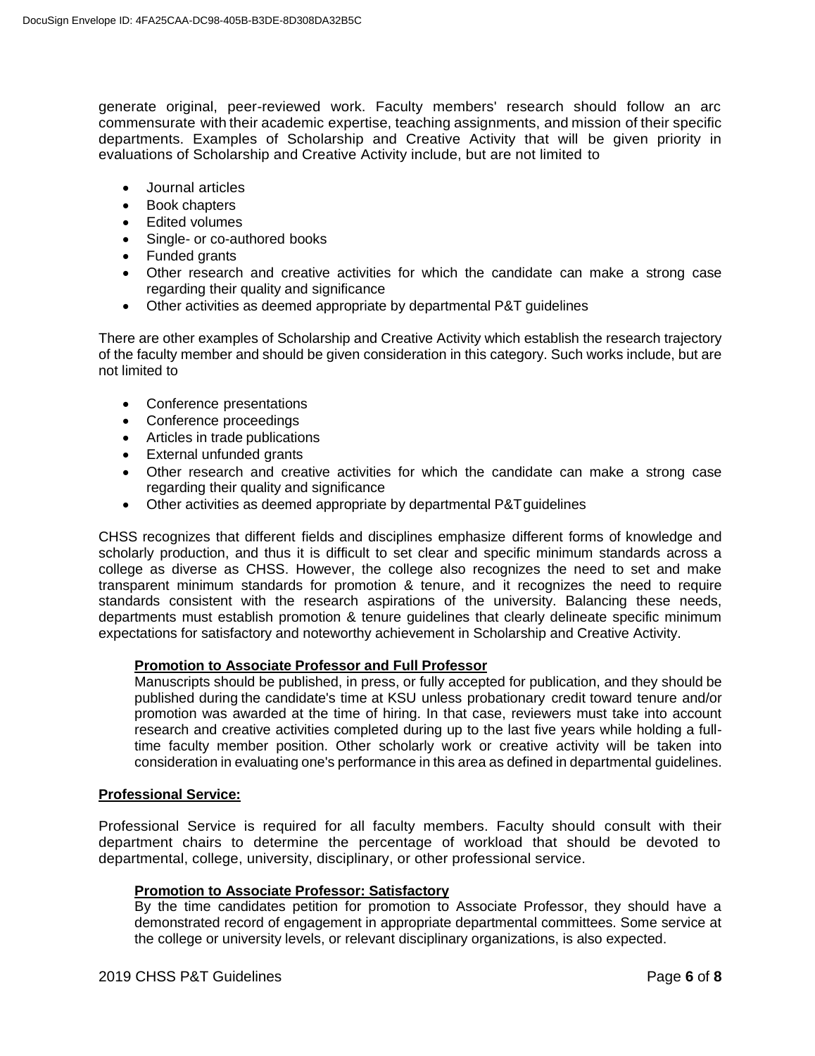generate original, peer-reviewed work. Faculty members' research should follow an arc commensurate with their academic expertise, teaching assignments, and mission of their specific departments. Examples of Scholarship and Creative Activity that will be given priority in evaluations of Scholarship and Creative Activity include, but are not limited to

- Journal articles
- Book chapters
- Edited volumes
- Single- or co-authored books
- Funded grants
- Other research and creative activities for which the candidate can make a strong case regarding their quality and significance
- Other activities as deemed appropriate by departmental P&T guidelines

There are other examples of Scholarship and Creative Activity which establish the research trajectory of the faculty member and should be given consideration in this category. Such works include, but are not limited to

- Conference presentations
- Conference proceedings
- Articles in trade publications
- External unfunded grants
- Other research and creative activities for which the candidate can make a strong case regarding their quality and significance
- Other activities as deemed appropriate by departmental P&T guidelines

CHSS recognizes that different fields and disciplines emphasize different forms of knowledge and scholarly production, and thus it is difficult to set clear and specific minimum standards across a college as diverse as CHSS. However, the college also recognizes the need to set and make transparent minimum standards for promotion & tenure, and it recognizes the need to require standards consistent with the research aspirations of the university. Balancing these needs, departments must establish promotion & tenure guidelines that clearly delineate specific minimum expectations for satisfactory and noteworthy achievement in Scholarship and Creative Activity.

**Promotion to Associate Professor and Full Professor**

Manuscripts should be published, in press, or fully accepted for publication, and they should be published during the candidate's time at KSU unless probationary credit toward tenure and/or promotion was awarded at the time of hiring. In that case, reviewers must take into account research and creative activities completed during up to the last five years while holding a full-time faculty member position. Other scholarly work or creative activity will be taken into consideration in evaluating one's performance in this area as defined in departmental guidelines.

**Professional Service:**

Professional Service is required for all faculty members. Faculty should consult with their department chairs to determine the percentage of workload that should be devoted to departmental, college, university, disciplinary, or other professional service.

**Promotion to Associate Professor: Satisfactory**

By the time candidates petition for promotion to Associate Professor, they should have a demonstrated record of engagement in appropriate departmental committees. Some service at the college or university levels, or relevant disciplinary organizations, is also expected.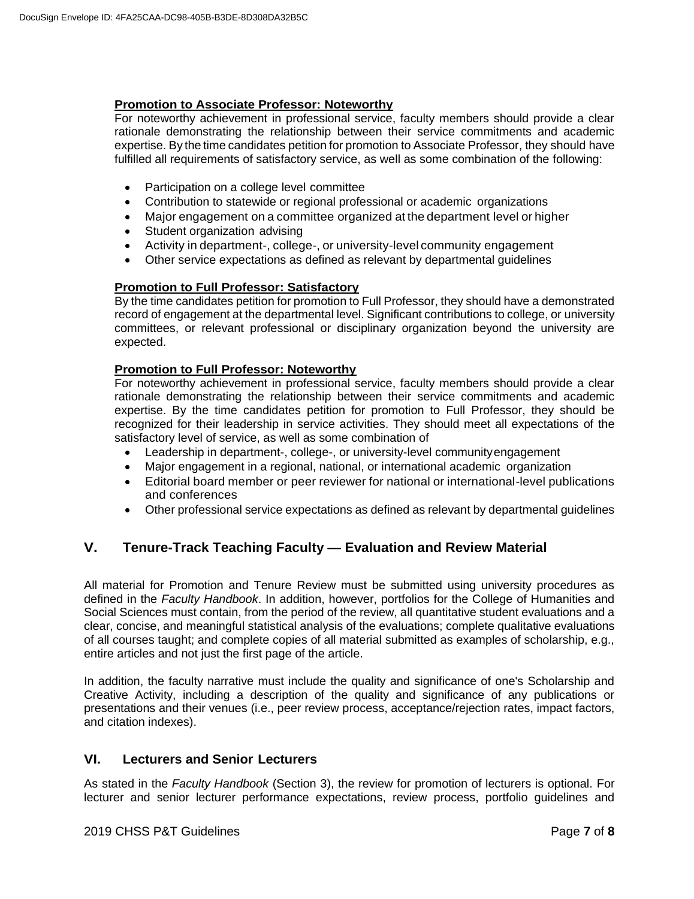**Promotion to Associate Professor: Noteworthy**

For noteworthy achievement in professional service, faculty members should provide a clear rationale demonstrating the relationship between their service commitments and academic expertise. By the time candidates petition for promotion to Associate Professor, they should have fulfilled all requirements of satisfactory service, as well as some combination of the following:

- Participation on a college level committee
- Contribution to statewide or regional professional or academic organizations
- Major engagement on a committee organized at the department level or higher
- Student organization advising
- Activity in department-, college-, or university-level community engagement
- Other service expectations as defined as relevant by departmental guidelines

**Promotion to Full Professor: Satisfactory**

By the time candidates petition for promotion to Full Professor, they should have a demonstrated record of engagement at the departmental level. Significant contributions to college, or university committees, or relevant professional or disciplinary organization beyond the university are expected.

**Promotion to Full Professor: Noteworthy**

For noteworthy achievement in professional service, faculty members should provide a clear rationale demonstrating the relationship between their service commitments and academic expertise. By the time candidates petition for promotion to Full Professor, they should be recognized for their leadership in service activities. They should meet all expectations of the satisfactory level of service, as well as some combination of

- Leadership in department-, college-, or university-level community engagement
- Major engagement in a regional, national, or international academic organization
- Editorial board member or peer reviewer for national or international-level publications and conferences
- Other professional service expectations as defined as relevant by departmental guidelines

## V. Tenure-Track Teaching Faculty — Evaluation and Review Material

All material for Promotion and Tenure Review must be submitted using university procedures as defined in the *Faculty Handbook*. In addition, however, portfolios for the College of Humanities and Social Sciences must contain, from the period of the review, all quantitative student evaluations and a clear, concise, and meaningful statistical analysis of the evaluations; complete qualitative evaluations of all courses taught; and complete copies of all material submitted as examples of scholarship, e.g., entire articles and not just the first page of the article.

In addition, the faculty narrative must include the quality and significance of one's Scholarship and Creative Activity, including a description of the quality and significance of any publications or presentations and their venues (i.e., peer review process, acceptance/rejection rates, impact factors, and citation indexes).

## VI. Lecturers and Senior Lecturers

As stated in the *Faculty Handbook* (Section 3), the review for promotion of lecturers is optional. For lecturer and senior lecturer performance expectations, review process, portfolio guidelines and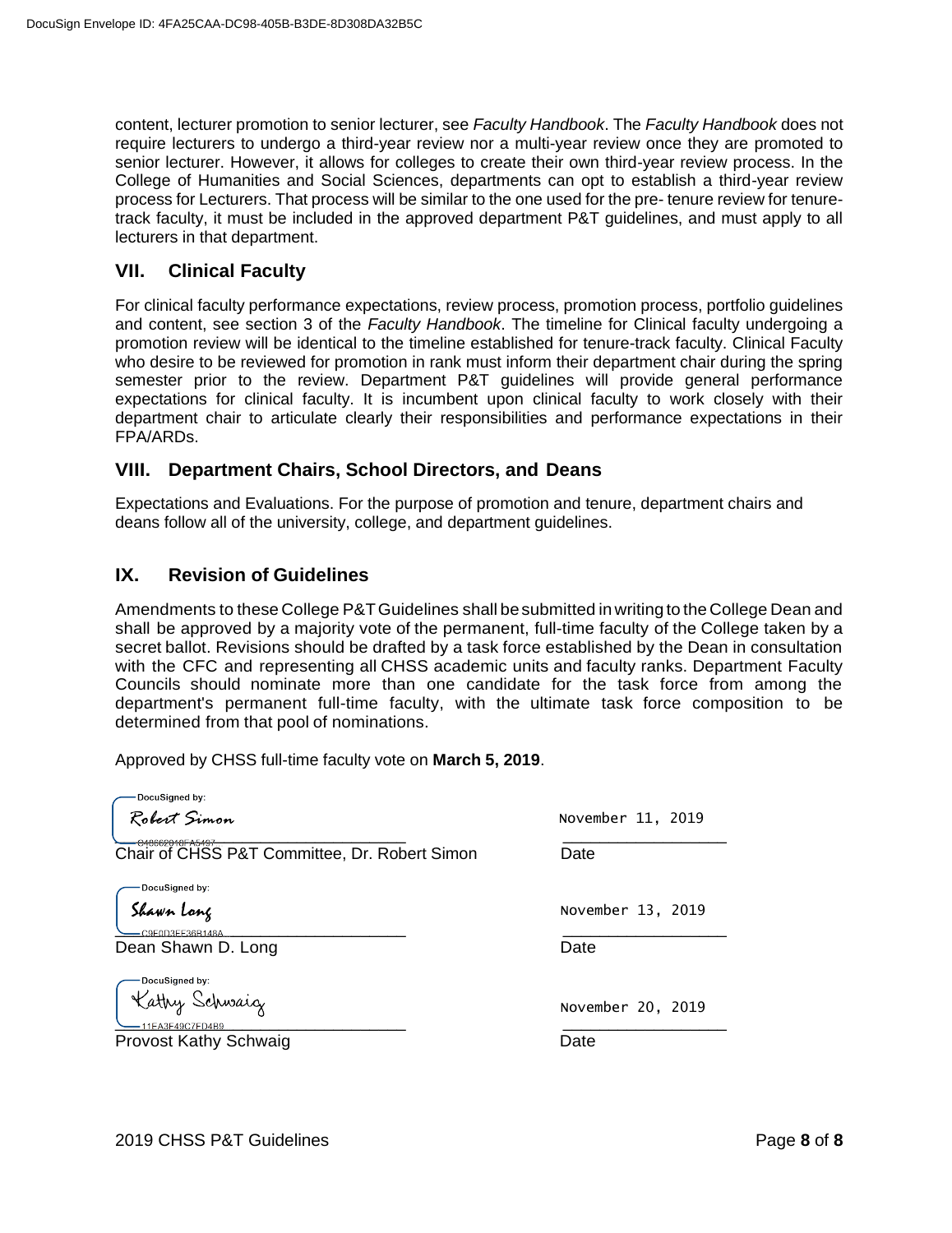content, lecturer promotion to senior lecturer, see *Faculty Handbook*. The *Faculty Handbook* does not require lecturers to undergo a third-year review nor a multi-year review once they are promoted to senior lecturer. However, it allows for colleges to create their own third-year review process. In the College of Humanities and Social Sciences, departments can opt to establish a third-year review process for Lecturers. That process will be similar to the one used for the pre- tenure review for tenure-track faculty, it must be included in the approved department P&T guidelines, and must apply to all lecturers in that department.

## VII. Clinical Faculty

For clinical faculty performance expectations, review process, promotion process, portfolio guidelines and content, see section 3 of the *Faculty Handbook*. The timeline for Clinical faculty undergoing a promotion review will be identical to the timeline established for tenure-track faculty. Clinical Faculty who desire to be reviewed for promotion in rank must inform their department chair during the spring semester prior to the review. Department P&T guidelines will provide general performance expectations for clinical faculty. It is incumbent upon clinical faculty to work closely with their department chair to articulate clearly their responsibilities and performance expectations in their FPA/ARDs.

## VIII. Department Chairs, School Directors, and Deans

Expectations and Evaluations. For the purpose of promotion and tenure, department chairs and deans follow all of the university, college, and department guidelines.

## IX. Revision of Guidelines

Amendments to these College P&T Guidelines shall be submitted in writing to the College Dean and shall be approved by a majority vote of the permanent, full-time faculty of the College taken by a secret ballot. Revisions should be drafted by a task force established by the Dean in consultation with the CFC and representing all CHSS academic units and faculty ranks. Department Faculty Councils should nominate more than one candidate for the task force from among the department's permanent full-time faculty, with the ultimate task force composition to be determined from that pool of nominations.

Approved by CHSS full-time faculty vote on **March 5, 2019**.

DocuSigned by:
Robert Simon
C48669910FA5497

Chair of CHSS P&T Committee, Dr. Robert Simon — Date: November 11, 2019

DocuSigned by:
Shawn Long
C9E0D3EE36B148A

Dean Shawn D. Long — Date: November 13, 2019

DocuSigned by:
Kathy Schwaig
11EA3F49C7FD4B9

Provost Kathy Schwaig — Date: November 20, 2019